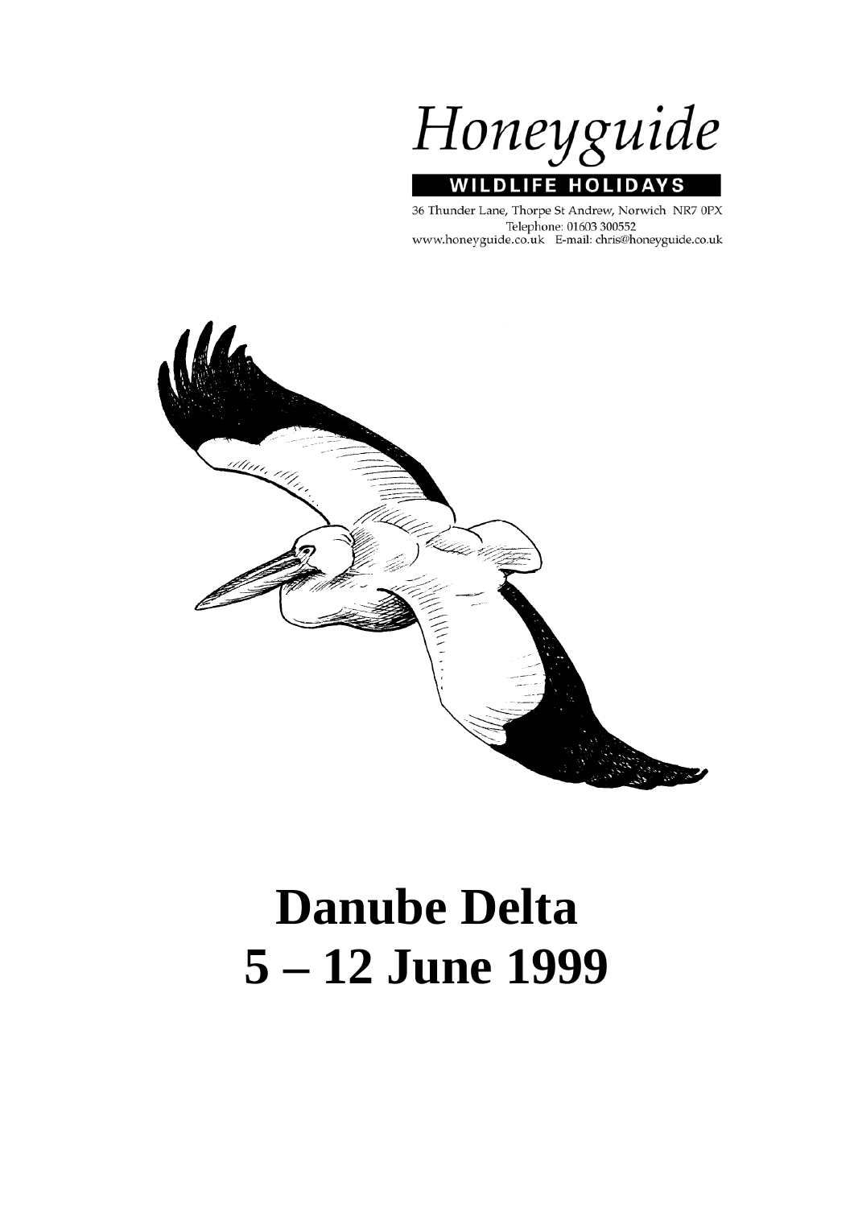Honeyguide

**WILDLIFE HOLIDAYS**

36 Thunder Lane, Thorpe St Andrew, Norwich NR7 0PX
Telephone: 01603 300552
www.honeyguide.co.uk E-mail: chris@honeyguide.co.uk

# Danube Delta
# 5 – 12 June 1999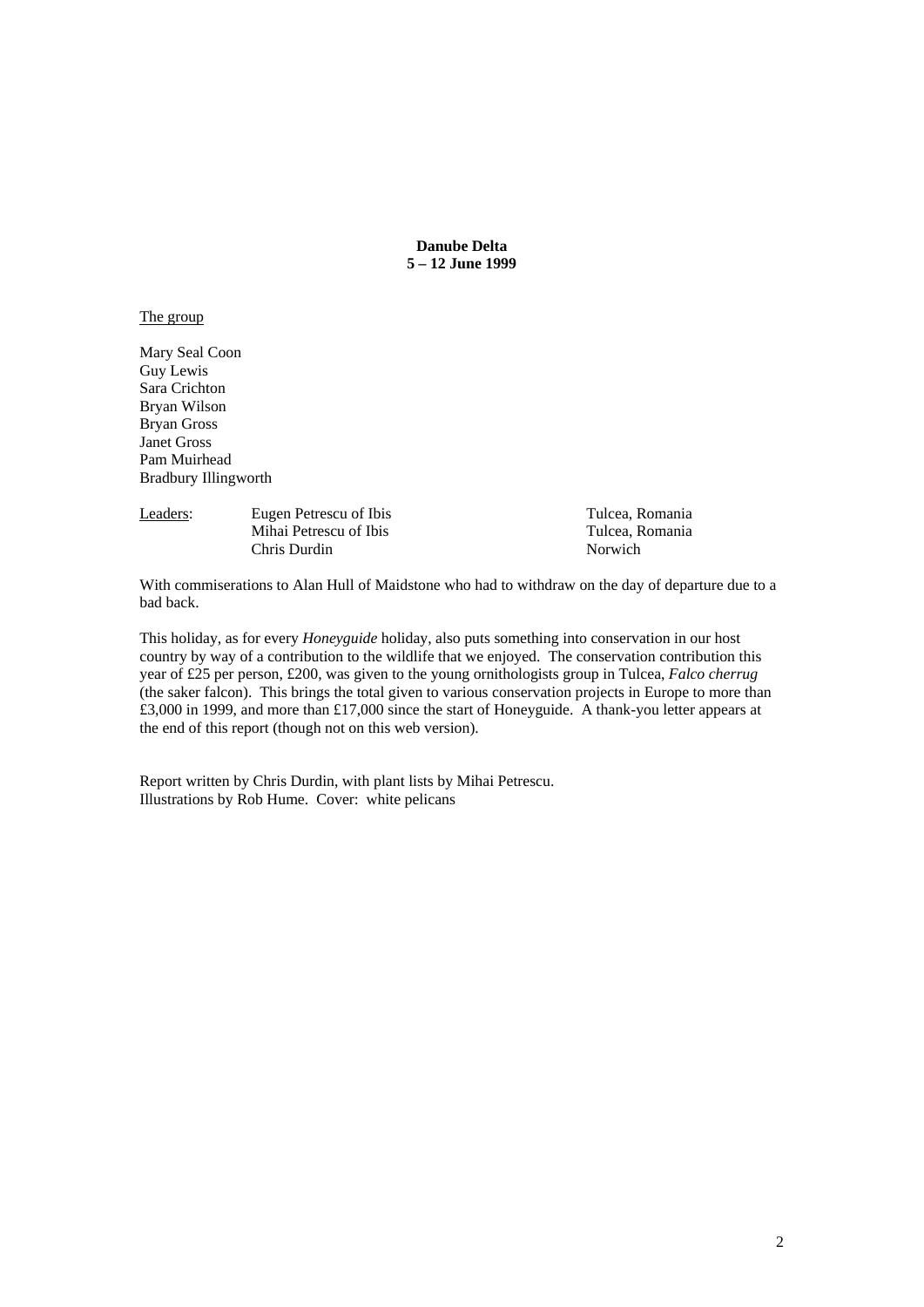**Danube Delta**
**5 – 12 June 1999**

The group

Mary Seal Coon
Guy Lewis
Sara Crichton
Bryan Wilson
Bryan Gross
Janet Gross
Pam Muirhead
Bradbury Illingworth

| Leaders: | | |
|---|---|---|
| | Eugen Petrescu of Ibis | Tulcea, Romania |
| | Mihai Petrescu of Ibis | Tulcea, Romania |
| | Chris Durdin | Norwich |

With commiserations to Alan Hull of Maidstone who had to withdraw on the day of departure due to a bad back.

This holiday, as for every *Honeyguide* holiday, also puts something into conservation in our host country by way of a contribution to the wildlife that we enjoyed. The conservation contribution this year of £25 per person, £200, was given to the young ornithologists group in Tulcea, *Falco cherrug* (the saker falcon). This brings the total given to various conservation projects in Europe to more than £3,000 in 1999, and more than £17,000 since the start of Honeyguide. A thank-you letter appears at the end of this report (though not on this web version).

Report written by Chris Durdin, with plant lists by Mihai Petrescu.
Illustrations by Rob Hume. Cover: white pelicans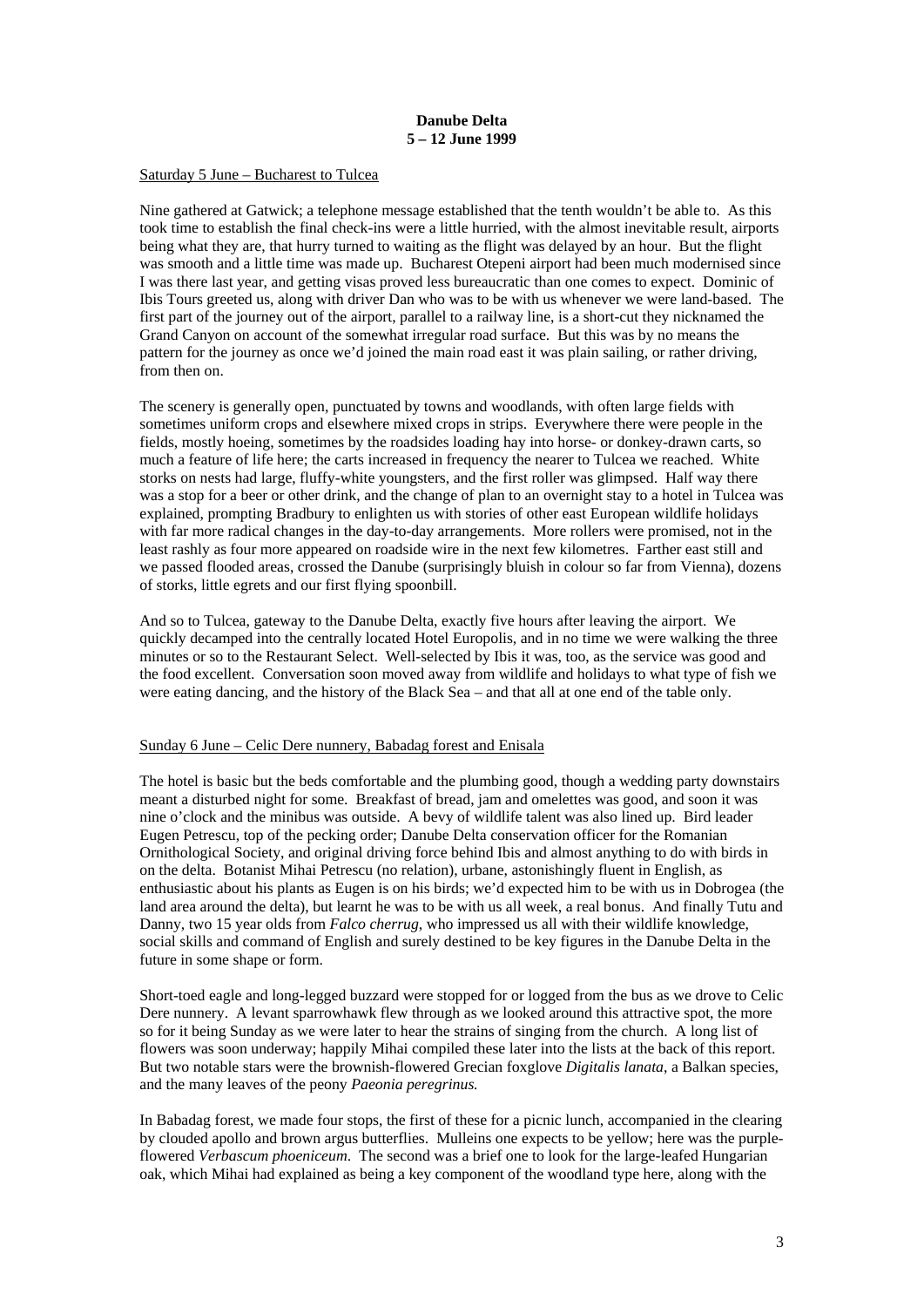**Danube Delta**
**5 – 12 June 1999**

Saturday 5 June – Bucharest to Tulcea

Nine gathered at Gatwick; a telephone message established that the tenth wouldn't be able to. As this took time to establish the final check-ins were a little hurried, with the almost inevitable result, airports being what they are, that hurry turned to waiting as the flight was delayed by an hour. But the flight was smooth and a little time was made up. Bucharest Otepeni airport had been much modernised since I was there last year, and getting visas proved less bureaucratic than one comes to expect. Dominic of Ibis Tours greeted us, along with driver Dan who was to be with us whenever we were land-based. The first part of the journey out of the airport, parallel to a railway line, is a short-cut they nicknamed the Grand Canyon on account of the somewhat irregular road surface. But this was by no means the pattern for the journey as once we'd joined the main road east it was plain sailing, or rather driving, from then on.

The scenery is generally open, punctuated by towns and woodlands, with often large fields with sometimes uniform crops and elsewhere mixed crops in strips. Everywhere there were people in the fields, mostly hoeing, sometimes by the roadsides loading hay into horse- or donkey-drawn carts, so much a feature of life here; the carts increased in frequency the nearer to Tulcea we reached. White storks on nests had large, fluffy-white youngsters, and the first roller was glimpsed. Half way there was a stop for a beer or other drink, and the change of plan to an overnight stay to a hotel in Tulcea was explained, prompting Bradbury to enlighten us with stories of other east European wildlife holidays with far more radical changes in the day-to-day arrangements. More rollers were promised, not in the least rashly as four more appeared on roadside wire in the next few kilometres. Farther east still and we passed flooded areas, crossed the Danube (surprisingly bluish in colour so far from Vienna), dozens of storks, little egrets and our first flying spoonbill.

And so to Tulcea, gateway to the Danube Delta, exactly five hours after leaving the airport. We quickly decamped into the centrally located Hotel Europolis, and in no time we were walking the three minutes or so to the Restaurant Select. Well-selected by Ibis it was, too, as the service was good and the food excellent. Conversation soon moved away from wildlife and holidays to what type of fish we were eating dancing, and the history of the Black Sea – and that all at one end of the table only.

Sunday 6 June – Celic Dere nunnery, Babadag forest and Enisala

The hotel is basic but the beds comfortable and the plumbing good, though a wedding party downstairs meant a disturbed night for some. Breakfast of bread, jam and omelettes was good, and soon it was nine o'clock and the minibus was outside. A bevy of wildlife talent was also lined up. Bird leader Eugen Petrescu, top of the pecking order; Danube Delta conservation officer for the Romanian Ornithological Society, and original driving force behind Ibis and almost anything to do with birds in on the delta. Botanist Mihai Petrescu (no relation), urbane, astonishingly fluent in English, as enthusiastic about his plants as Eugen is on his birds; we'd expected him to be with us in Dobrogea (the land area around the delta), but learnt he was to be with us all week, a real bonus. And finally Tutu and Danny, two 15 year olds from *Falco cherrug*, who impressed us all with their wildlife knowledge, social skills and command of English and surely destined to be key figures in the Danube Delta in the future in some shape or form.

Short-toed eagle and long-legged buzzard were stopped for or logged from the bus as we drove to Celic Dere nunnery. A levant sparrowhawk flew through as we looked around this attractive spot, the more so for it being Sunday as we were later to hear the strains of singing from the church. A long list of flowers was soon underway; happily Mihai compiled these later into the lists at the back of this report. But two notable stars were the brownish-flowered Grecian foxglove *Digitalis lanata*, a Balkan species, and the many leaves of the peony *Paeonia peregrinus.*

In Babadag forest, we made four stops, the first of these for a picnic lunch, accompanied in the clearing by clouded apollo and brown argus butterflies. Mulleins one expects to be yellow; here was the purple-flowered *Verbascum phoeniceum*. The second was a brief one to look for the large-leafed Hungarian oak, which Mihai had explained as being a key component of the woodland type here, along with the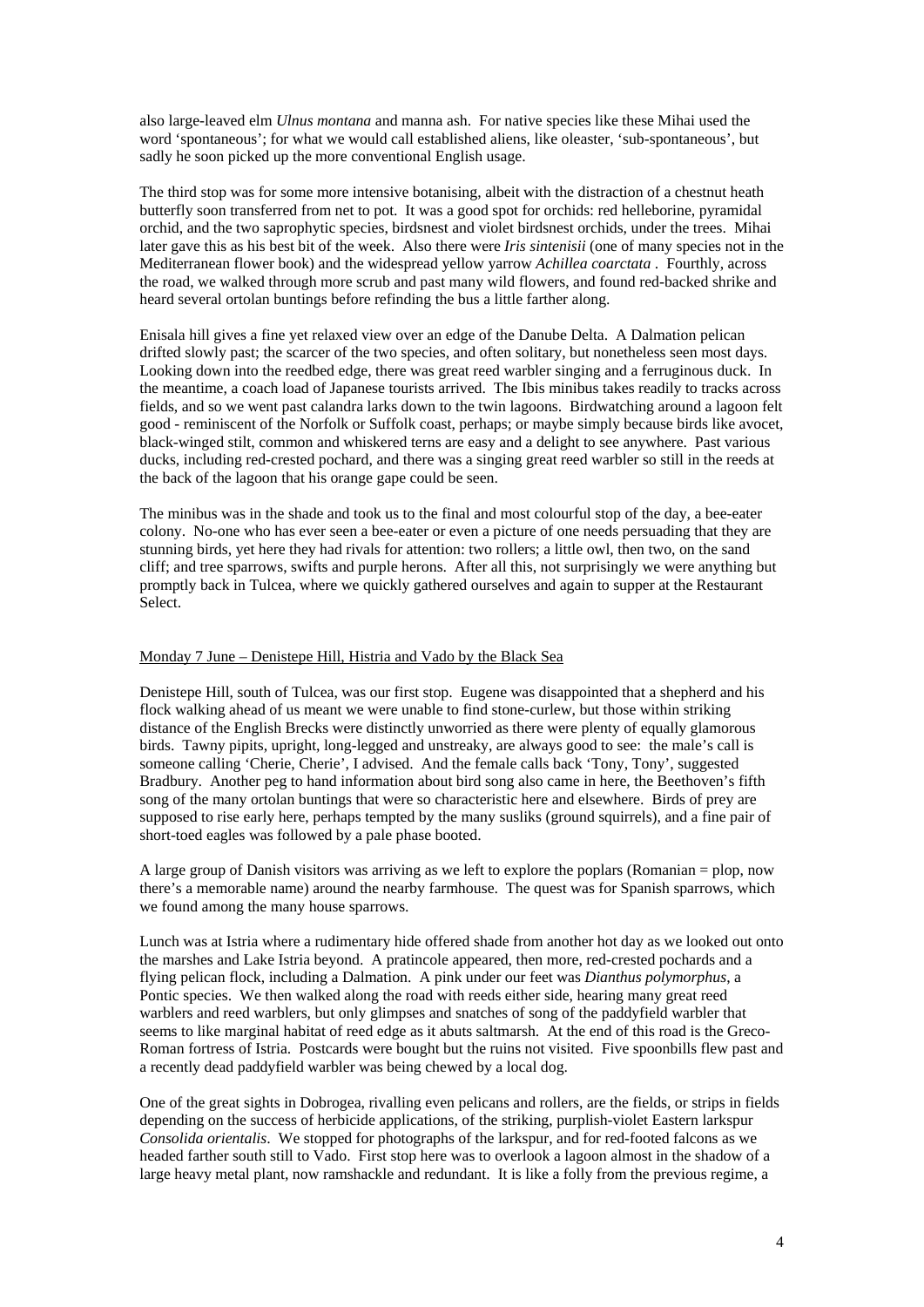also large-leaved elm *Ulnus montana* and manna ash. For native species like these Mihai used the word 'spontaneous'; for what we would call established aliens, like oleaster, 'sub-spontaneous', but sadly he soon picked up the more conventional English usage.

The third stop was for some more intensive botanising, albeit with the distraction of a chestnut heath butterfly soon transferred from net to pot. It was a good spot for orchids: red helleborine, pyramidal orchid, and the two saprophytic species, birdsnest and violet birdsnest orchids, under the trees. Mihai later gave this as his best bit of the week. Also there were *Iris sintenisii* (one of many species not in the Mediterranean flower book) and the widespread yellow yarrow *Achillea coarctata* . Fourthly, across the road, we walked through more scrub and past many wild flowers, and found red-backed shrike and heard several ortolan buntings before refinding the bus a little farther along.

Enisala hill gives a fine yet relaxed view over an edge of the Danube Delta. A Dalmation pelican drifted slowly past; the scarcer of the two species, and often solitary, but nonetheless seen most days. Looking down into the reedbed edge, there was great reed warbler singing and a ferruginous duck. In the meantime, a coach load of Japanese tourists arrived. The Ibis minibus takes readily to tracks across fields, and so we went past calandra larks down to the twin lagoons. Birdwatching around a lagoon felt good - reminiscent of the Norfolk or Suffolk coast, perhaps; or maybe simply because birds like avocet, black-winged stilt, common and whiskered terns are easy and a delight to see anywhere. Past various ducks, including red-crested pochard, and there was a singing great reed warbler so still in the reeds at the back of the lagoon that his orange gape could be seen.

The minibus was in the shade and took us to the final and most colourful stop of the day, a bee-eater colony. No-one who has ever seen a bee-eater or even a picture of one needs persuading that they are stunning birds, yet here they had rivals for attention: two rollers; a little owl, then two, on the sand cliff; and tree sparrows, swifts and purple herons. After all this, not surprisingly we were anything but promptly back in Tulcea, where we quickly gathered ourselves and again to supper at the Restaurant Select.

## Monday 7 June – Denistepe Hill, Histria and Vado by the Black Sea

Denistepe Hill, south of Tulcea, was our first stop. Eugene was disappointed that a shepherd and his flock walking ahead of us meant we were unable to find stone-curlew, but those within striking distance of the English Brecks were distinctly unworried as there were plenty of equally glamorous birds. Tawny pipits, upright, long-legged and unstreaky, are always good to see: the male's call is someone calling 'Cherie, Cherie', I advised. And the female calls back 'Tony, Tony', suggested Bradbury. Another peg to hand information about bird song also came in here, the Beethoven's fifth song of the many ortolan buntings that were so characteristic here and elsewhere. Birds of prey are supposed to rise early here, perhaps tempted by the many susliks (ground squirrels), and a fine pair of short-toed eagles was followed by a pale phase booted.

A large group of Danish visitors was arriving as we left to explore the poplars (Romanian = plop, now there's a memorable name) around the nearby farmhouse. The quest was for Spanish sparrows, which we found among the many house sparrows.

Lunch was at Istria where a rudimentary hide offered shade from another hot day as we looked out onto the marshes and Lake Istria beyond. A pratincole appeared, then more, red-crested pochards and a flying pelican flock, including a Dalmation. A pink under our feet was *Dianthus polymorphus*, a Pontic species. We then walked along the road with reeds either side, hearing many great reed warblers and reed warblers, but only glimpses and snatches of song of the paddyfield warbler that seems to like marginal habitat of reed edge as it abuts saltmarsh. At the end of this road is the Greco-Roman fortress of Istria. Postcards were bought but the ruins not visited. Five spoonbills flew past and a recently dead paddyfield warbler was being chewed by a local dog.

One of the great sights in Dobrogea, rivalling even pelicans and rollers, are the fields, or strips in fields depending on the success of herbicide applications, of the striking, purplish-violet Eastern larkspur *Consolida orientalis*. We stopped for photographs of the larkspur, and for red-footed falcons as we headed farther south still to Vado. First stop here was to overlook a lagoon almost in the shadow of a large heavy metal plant, now ramshackle and redundant. It is like a folly from the previous regime, a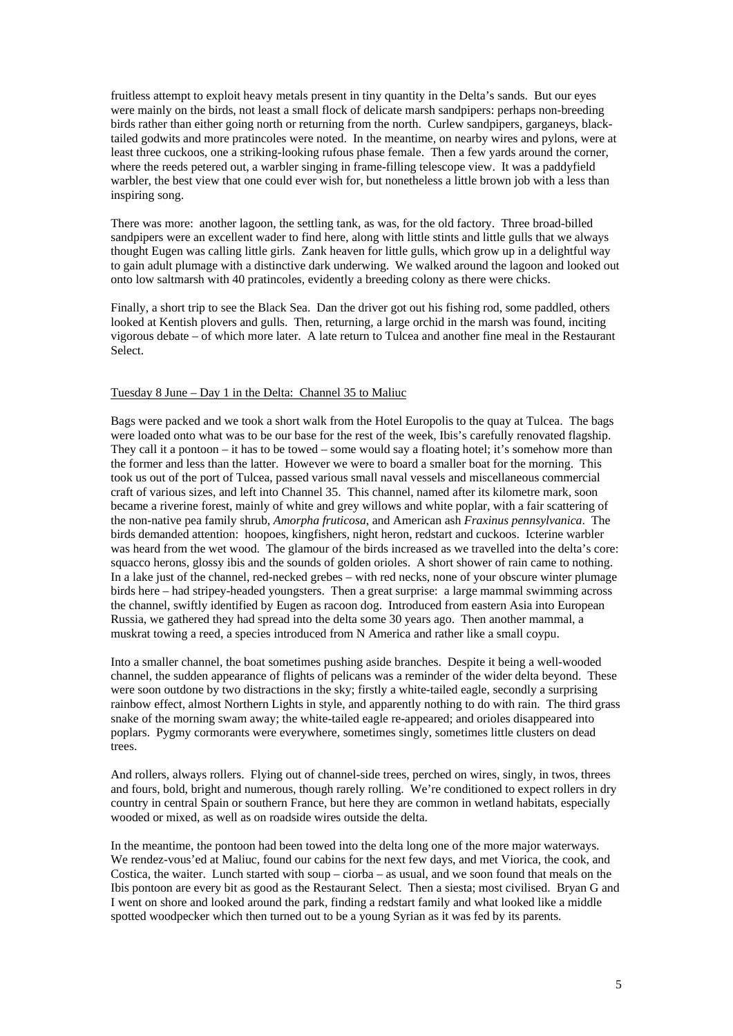fruitless attempt to exploit heavy metals present in tiny quantity in the Delta's sands. But our eyes were mainly on the birds, not least a small flock of delicate marsh sandpipers: perhaps non-breeding birds rather than either going north or returning from the north. Curlew sandpipers, garganeys, black-tailed godwits and more pratincoles were noted. In the meantime, on nearby wires and pylons, were at least three cuckoos, one a striking-looking rufous phase female. Then a few yards around the corner, where the reeds petered out, a warbler singing in frame-filling telescope view. It was a paddyfield warbler, the best view that one could ever wish for, but nonetheless a little brown job with a less than inspiring song.

There was more: another lagoon, the settling tank, as was, for the old factory. Three broad-billed sandpipers were an excellent wader to find here, along with little stints and little gulls that we always thought Eugen was calling little girls. Zank heaven for little gulls, which grow up in a delightful way to gain adult plumage with a distinctive dark underwing. We walked around the lagoon and looked out onto low saltmarsh with 40 pratincoles, evidently a breeding colony as there were chicks.

Finally, a short trip to see the Black Sea. Dan the driver got out his fishing rod, some paddled, others looked at Kentish plovers and gulls. Then, returning, a large orchid in the marsh was found, inciting vigorous debate – of which more later. A late return to Tulcea and another fine meal in the Restaurant Select.

## Tuesday 8 June – Day 1 in the Delta: Channel 35 to Maliuc

Bags were packed and we took a short walk from the Hotel Europolis to the quay at Tulcea. The bags were loaded onto what was to be our base for the rest of the week, Ibis's carefully renovated flagship. They call it a pontoon – it has to be towed – some would say a floating hotel; it's somehow more than the former and less than the latter. However we were to board a smaller boat for the morning. This took us out of the port of Tulcea, passed various small naval vessels and miscellaneous commercial craft of various sizes, and left into Channel 35. This channel, named after its kilometre mark, soon became a riverine forest, mainly of white and grey willows and white poplar, with a fair scattering of the non-native pea family shrub, *Amorpha fruticosa*, and American ash *Fraxinus pennsylvanica*. The birds demanded attention: hoopoes, kingfishers, night heron, redstart and cuckoos. Icterine warbler was heard from the wet wood. The glamour of the birds increased as we travelled into the delta's core: squacco herons, glossy ibis and the sounds of golden orioles. A short shower of rain came to nothing. In a lake just of the channel, red-necked grebes – with red necks, none of your obscure winter plumage birds here – had stripey-headed youngsters. Then a great surprise: a large mammal swimming across the channel, swiftly identified by Eugen as racoon dog. Introduced from eastern Asia into European Russia, we gathered they had spread into the delta some 30 years ago. Then another mammal, a muskrat towing a reed, a species introduced from N America and rather like a small coypu.

Into a smaller channel, the boat sometimes pushing aside branches. Despite it being a well-wooded channel, the sudden appearance of flights of pelicans was a reminder of the wider delta beyond. These were soon outdone by two distractions in the sky; firstly a white-tailed eagle, secondly a surprising rainbow effect, almost Northern Lights in style, and apparently nothing to do with rain. The third grass snake of the morning swam away; the white-tailed eagle re-appeared; and orioles disappeared into poplars. Pygmy cormorants were everywhere, sometimes singly, sometimes little clusters on dead trees.

And rollers, always rollers. Flying out of channel-side trees, perched on wires, singly, in twos, threes and fours, bold, bright and numerous, though rarely rolling. We're conditioned to expect rollers in dry country in central Spain or southern France, but here they are common in wetland habitats, especially wooded or mixed, as well as on roadside wires outside the delta.

In the meantime, the pontoon had been towed into the delta long one of the more major waterways. We rendez-vous'ed at Maliuc, found our cabins for the next few days, and met Viorica, the cook, and Costica, the waiter. Lunch started with soup – ciorba – as usual, and we soon found that meals on the Ibis pontoon are every bit as good as the Restaurant Select. Then a siesta; most civilised. Bryan G and I went on shore and looked around the park, finding a redstart family and what looked like a middle spotted woodpecker which then turned out to be a young Syrian as it was fed by its parents.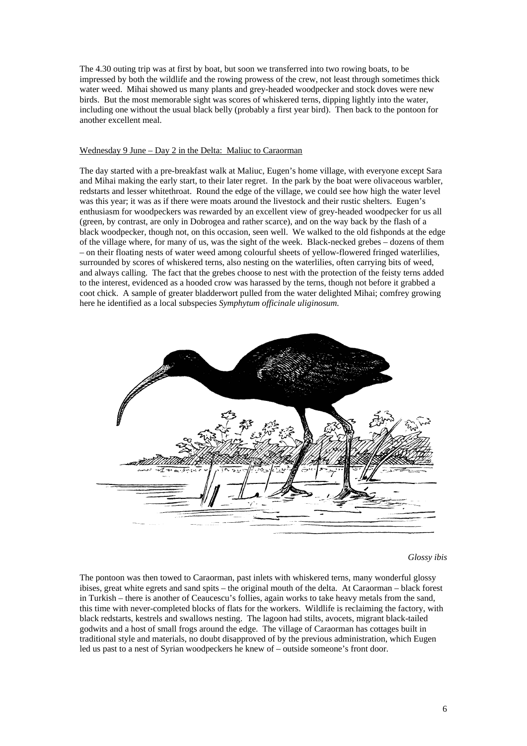The 4.30 outing trip was at first by boat, but soon we transferred into two rowing boats, to be impressed by both the wildlife and the rowing prowess of the crew, not least through sometimes thick water weed. Mihai showed us many plants and grey-headed woodpecker and stock doves were new birds. But the most memorable sight was scores of whiskered terns, dipping lightly into the water, including one without the usual black belly (probably a first year bird). Then back to the pontoon for another excellent meal.

Wednesday 9 June – Day 2 in the Delta: Maliuc to Caraorman

The day started with a pre-breakfast walk at Maliuc, Eugen's home village, with everyone except Sara and Mihai making the early start, to their later regret. In the park by the boat were olivaceous warbler, redstarts and lesser whitethroat. Round the edge of the village, we could see how high the water level was this year; it was as if there were moats around the livestock and their rustic shelters. Eugen's enthusiasm for woodpeckers was rewarded by an excellent view of grey-headed woodpecker for us all (green, by contrast, are only in Dobrogea and rather scarce), and on the way back by the flash of a black woodpecker, though not, on this occasion, seen well. We walked to the old fishponds at the edge of the village where, for many of us, was the sight of the week. Black-necked grebes – dozens of them – on their floating nests of water weed among colourful sheets of yellow-flowered fringed waterlilies, surrounded by scores of whiskered terns, also nesting on the waterlilies, often carrying bits of weed, and always calling. The fact that the grebes choose to nest with the protection of the feisty terns added to the interest, evidenced as a hooded crow was harassed by the terns, though not before it grabbed a coot chick. A sample of greater bladderwort pulled from the water delighted Mihai; comfrey growing here he identified as a local subspecies *Symphytum officinale uliginosum*.

*Glossy ibis*

The pontoon was then towed to Caraorman, past inlets with whiskered terns, many wonderful glossy ibises, great white egrets and sand spits – the original mouth of the delta. At Caraorman – black forest in Turkish – there is another of Ceaucescu's follies, again works to take heavy metals from the sand, this time with never-completed blocks of flats for the workers. Wildlife is reclaiming the factory, with black redstarts, kestrels and swallows nesting. The lagoon had stilts, avocets, migrant black-tailed godwits and a host of small frogs around the edge. The village of Caraorman has cottages built in traditional style and materials, no doubt disapproved of by the previous administration, which Eugen led us past to a nest of Syrian woodpeckers he knew of – outside someone's front door.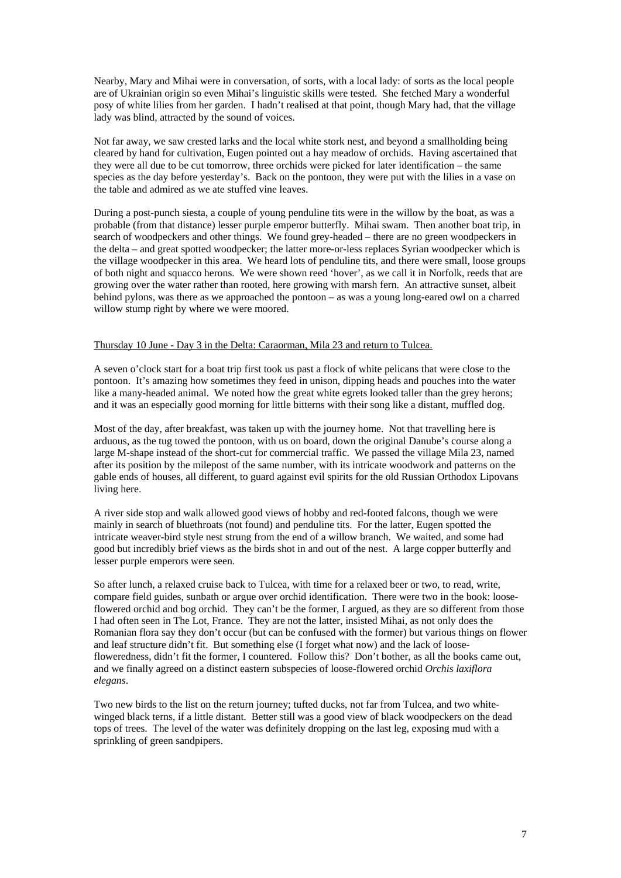Nearby, Mary and Mihai were in conversation, of sorts, with a local lady: of sorts as the local people are of Ukrainian origin so even Mihai's linguistic skills were tested. She fetched Mary a wonderful posy of white lilies from her garden. I hadn't realised at that point, though Mary had, that the village lady was blind, attracted by the sound of voices.

Not far away, we saw crested larks and the local white stork nest, and beyond a smallholding being cleared by hand for cultivation, Eugen pointed out a hay meadow of orchids. Having ascertained that they were all due to be cut tomorrow, three orchids were picked for later identification – the same species as the day before yesterday's. Back on the pontoon, they were put with the lilies in a vase on the table and admired as we ate stuffed vine leaves.

During a post-punch siesta, a couple of young penduline tits were in the willow by the boat, as was a probable (from that distance) lesser purple emperor butterfly. Mihai swam. Then another boat trip, in search of woodpeckers and other things. We found grey-headed – there are no green woodpeckers in the delta – and great spotted woodpecker; the latter more-or-less replaces Syrian woodpecker which is the village woodpecker in this area. We heard lots of penduline tits, and there were small, loose groups of both night and squacco herons. We were shown reed 'hover', as we call it in Norfolk, reeds that are growing over the water rather than rooted, here growing with marsh fern. An attractive sunset, albeit behind pylons, was there as we approached the pontoon – as was a young long-eared owl on a charred willow stump right by where we were moored.

<u>Thursday 10 June - Day 3 in the Delta: Caraorman, Mila 23 and return to Tulcea.</u>

A seven o'clock start for a boat trip first took us past a flock of white pelicans that were close to the pontoon. It's amazing how sometimes they feed in unison, dipping heads and pouches into the water like a many-headed animal. We noted how the great white egrets looked taller than the grey herons; and it was an especially good morning for little bitterns with their song like a distant, muffled dog.

Most of the day, after breakfast, was taken up with the journey home. Not that travelling here is arduous, as the tug towed the pontoon, with us on board, down the original Danube's course along a large M-shape instead of the short-cut for commercial traffic. We passed the village Mila 23, named after its position by the milepost of the same number, with its intricate woodwork and patterns on the gable ends of houses, all different, to guard against evil spirits for the old Russian Orthodox Lipovans living here.

A river side stop and walk allowed good views of hobby and red-footed falcons, though we were mainly in search of bluethroats (not found) and penduline tits. For the latter, Eugen spotted the intricate weaver-bird style nest strung from the end of a willow branch. We waited, and some had good but incredibly brief views as the birds shot in and out of the nest. A large copper butterfly and lesser purple emperors were seen.

So after lunch, a relaxed cruise back to Tulcea, with time for a relaxed beer or two, to read, write, compare field guides, sunbath or argue over orchid identification. There were two in the book: loose-flowered orchid and bog orchid. They can't be the former, I argued, as they are so different from those I had often seen in The Lot, France. They are not the latter, insisted Mihai, as not only does the Romanian flora say they don't occur (but can be confused with the former) but various things on flower and leaf structure didn't fit. But something else (I forget what now) and the lack of loose-floweredness, didn't fit the former, I countered. Follow this? Don't bother, as all the books came out, and we finally agreed on a distinct eastern subspecies of loose-flowered orchid *Orchis laxiflora elegans*.

Two new birds to the list on the return journey; tufted ducks, not far from Tulcea, and two white-winged black terns, if a little distant. Better still was a good view of black woodpeckers on the dead tops of trees. The level of the water was definitely dropping on the last leg, exposing mud with a sprinkling of green sandpipers.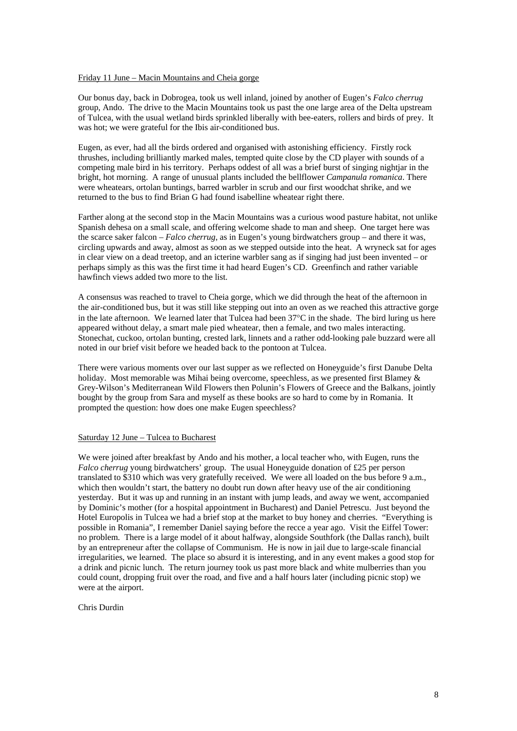Friday 11 June – Macin Mountains and Cheia gorge

Our bonus day, back in Dobrogea, took us well inland, joined by another of Eugen's *Falco cherrug* group, Ando. The drive to the Macin Mountains took us past the one large area of the Delta upstream of Tulcea, with the usual wetland birds sprinkled liberally with bee-eaters, rollers and birds of prey. It was hot; we were grateful for the Ibis air-conditioned bus.

Eugen, as ever, had all the birds ordered and organised with astonishing efficiency. Firstly rock thrushes, including brilliantly marked males, tempted quite close by the CD player with sounds of a competing male bird in his territory. Perhaps oddest of all was a brief burst of singing nightjar in the bright, hot morning. A range of unusual plants included the bellflower *Campanula romanica*. There were wheatears, ortolan buntings, barred warbler in scrub and our first woodchat shrike, and we returned to the bus to find Brian G had found isabelline wheatear right there.

Farther along at the second stop in the Macin Mountains was a curious wood pasture habitat, not unlike Spanish dehesa on a small scale, and offering welcome shade to man and sheep. One target here was the scarce saker falcon – *Falco cherrug*, as in Eugen's young birdwatchers group – and there it was, circling upwards and away, almost as soon as we stepped outside into the heat. A wryneck sat for ages in clear view on a dead treetop, and an icterine warbler sang as if singing had just been invented – or perhaps simply as this was the first time it had heard Eugen's CD. Greenfinch and rather variable hawfinch views added two more to the list.

A consensus was reached to travel to Cheia gorge, which we did through the heat of the afternoon in the air-conditioned bus, but it was still like stepping out into an oven as we reached this attractive gorge in the late afternoon. We learned later that Tulcea had been 37°C in the shade. The bird luring us here appeared without delay, a smart male pied wheatear, then a female, and two males interacting. Stonechat, cuckoo, ortolan bunting, crested lark, linnets and a rather odd-looking pale buzzard were all noted in our brief visit before we headed back to the pontoon at Tulcea.

There were various moments over our last supper as we reflected on Honeyguide's first Danube Delta holiday. Most memorable was Mihai being overcome, speechless, as we presented first Blamey & Grey-Wilson's Mediterranean Wild Flowers then Polunin's Flowers of Greece and the Balkans, jointly bought by the group from Sara and myself as these books are so hard to come by in Romania. It prompted the question: how does one make Eugen speechless?

Saturday 12 June – Tulcea to Bucharest

We were joined after breakfast by Ando and his mother, a local teacher who, with Eugen, runs the *Falco cherrug* young birdwatchers' group. The usual Honeyguide donation of £25 per person translated to \$310 which was very gratefully received. We were all loaded on the bus before 9 a.m., which then wouldn't start, the battery no doubt run down after heavy use of the air conditioning yesterday. But it was up and running in an instant with jump leads, and away we went, accompanied by Dominic's mother (for a hospital appointment in Bucharest) and Daniel Petrescu. Just beyond the Hotel Europolis in Tulcea we had a brief stop at the market to buy honey and cherries. "Everything is possible in Romania", I remember Daniel saying before the recce a year ago. Visit the Eiffel Tower: no problem. There is a large model of it about halfway, alongside Southfork (the Dallas ranch), built by an entrepreneur after the collapse of Communism. He is now in jail due to large-scale financial irregularities, we learned. The place so absurd it is interesting, and in any event makes a good stop for a drink and picnic lunch. The return journey took us past more black and white mulberries than you could count, dropping fruit over the road, and five and a half hours later (including picnic stop) we were at the airport.

Chris Durdin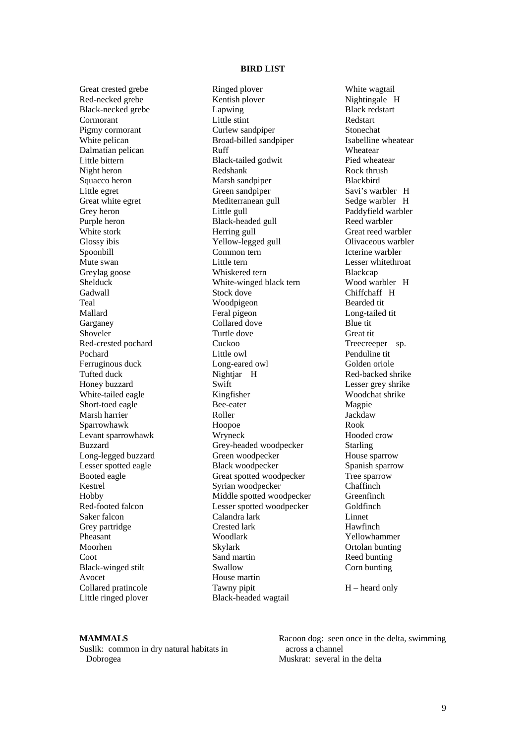## BIRD LIST

Great crested grebe
Red-necked grebe
Black-necked grebe
Cormorant
Pigmy cormorant
White pelican
Dalmatian pelican
Little bittern
Night heron
Squacco heron
Little egret
Great white egret
Grey heron
Purple heron
White stork
Glossy ibis
Spoonbill
Mute swan
Greylag goose
Shelduck
Gadwall
Teal
Mallard
Garganey
Shoveler
Red-crested pochard
Pochard
Ferruginous duck
Tufted duck
Honey buzzard
White-tailed eagle
Short-toed eagle
Marsh harrier
Sparrowhawk
Levant sparrowhawk
Buzzard
Long-legged buzzard
Lesser spotted eagle
Booted eagle
Kestrel
Hobby
Red-footed falcon
Saker falcon
Grey partridge
Pheasant
Moorhen
Coot
Black-winged stilt
Avocet
Collared pratincole
Little ringed plover
Ringed plover
Kentish plover
Lapwing
Little stint
Curlew sandpiper
Broad-billed sandpiper
Ruff
Black-tailed godwit
Redshank
Marsh sandpiper
Green sandpiper
Mediterranean gull
Little gull
Black-headed gull
Herring gull
Yellow-legged gull
Common tern
Little tern
Whiskered tern
White-winged black tern
Stock dove
Woodpigeon
Feral pigeon
Collared dove
Turtle dove
Cuckoo
Little owl
Long-eared owl
Nightjar H
Swift
Kingfisher
Bee-eater
Roller
Hoopoe
Wryneck
Grey-headed woodpecker
Green woodpecker
Black woodpecker
Great spotted woodpecker
Syrian woodpecker
Middle spotted woodpecker
Lesser spotted woodpecker
Calandra lark
Crested lark
Woodlark
Skylark
Sand martin
Swallow
House martin
Tawny pipit
Black-headed wagtail
White wagtail
Nightingale H
Black redstart
Redstart
Stonechat
Isabelline wheatear
Wheatear
Pied wheatear
Rock thrush
Blackbird
Savi's warbler H
Sedge warbler H
Paddyfield warbler
Reed warbler
Great reed warbler
Olivaceous warbler
Icterine warbler
Lesser whitethroat
Blackcap
Wood warbler H
Chiffchaff H
Bearded tit
Long-tailed tit
Blue tit
Great tit
Treecreeper sp.
Penduline tit
Golden oriole
Red-backed shrike
Lesser grey shrike
Woodchat shrike
Magpie
Jackdaw
Rook
Hooded crow
Starling
House sparrow
Spanish sparrow
Tree sparrow
Chaffinch
Greenfinch
Goldfinch
Linnet
Hawfinch
Yellowhammer
Ortolan bunting
Reed bunting
Corn bunting

H – heard only

**MAMMALS**

Suslik: common in dry natural habitats in Dobrogea
Racoon dog: seen once in the delta, swimming across a channel
Muskrat: several in the delta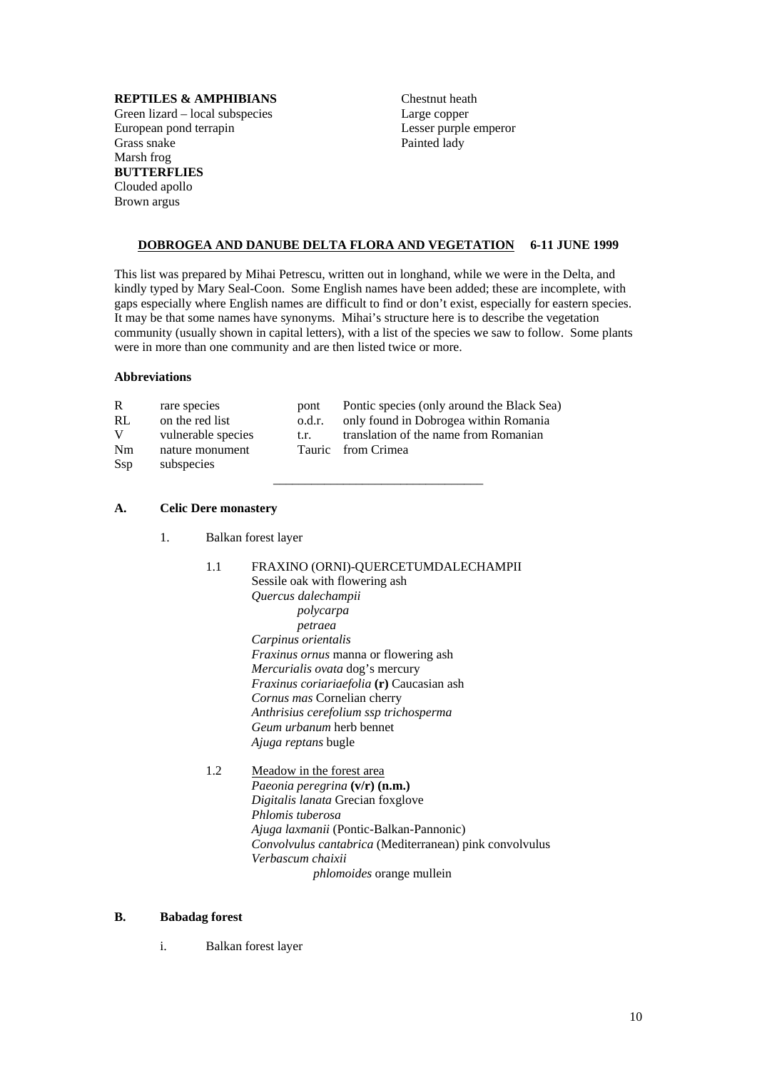**REPTILES & AMPHIBIANS**
Green lizard – local subspecies
European pond terrapin
Grass snake
Marsh frog

**BUTTERFLIES**
Clouded apollo
Brown argus
Chestnut heath
Large copper
Lesser purple emperor
Painted lady

## DOBROGEA AND DANUBE DELTA FLORA AND VEGETATION 6-11 JUNE 1999

This list was prepared by Mihai Petrescu, written out in longhand, while we were in the Delta, and kindly typed by Mary Seal-Coon. Some English names have been added; these are incomplete, with gaps especially where English names are difficult to find or don't exist, especially for eastern species. It may be that some names have synonyms. Mihai's structure here is to describe the vegetation community (usually shown in capital letters), with a list of the species we saw to follow. Some plants were in more than one community and are then listed twice or more.

### Abbreviations

| | | | |
|---|---|---|---|
| R | rare species | pont | Pontic species (only around the Black Sea) |
| RL | on the red list | o.d.r. | only found in Dobrogea within Romania |
| V | vulnerable species | t.r. | translation of the name from Romanian |
| Nm | nature monument | Tauric | from Crimea |
| Ssp | subspecies | | |

---

### A. Celic Dere monastery

1. Balkan forest layer

   1.1 FRAXINO (ORNI)-QUERCETUMDALECHAMPII
   Sessile oak with flowering ash
   *Quercus dalechampii*
   *polycarpa*
   *petraea*
   *Carpinus orientalis*
   *Fraxinus ornus* manna or flowering ash
   *Mercurialis ovata* dog's mercury
   *Fraxinus coriariaefolia* **(r)** Caucasian ash
   *Cornus mas* Cornelian cherry
   *Anthrisius cerefolium ssp trichosperma*
   *Geum urbanum* herb bennet
   *Ajuga reptans* bugle

   1.2 Meadow in the forest area
   *Paeonia peregrina* **(v/r) (n.m.)**
   *Digitalis lanata* Grecian foxglove
   *Phlomis tuberosa*
   *Ajuga laxmanii* (Pontic-Balkan-Pannonic)
   *Convolvulus cantabrica* (Mediterranean) pink convolvulus
   *Verbascum chaixii*
   *phlomoides* orange mullein

### B. Babadag forest

i. Balkan forest layer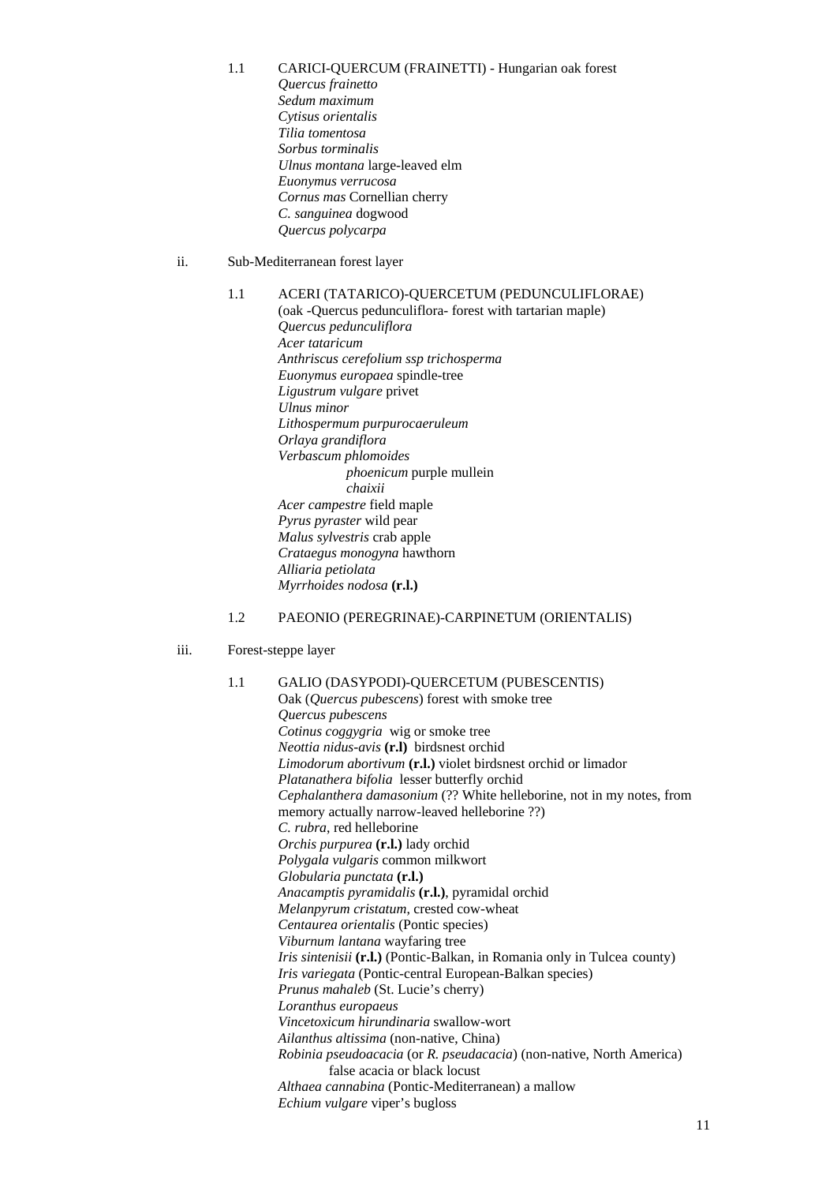1.1 CARICI-QUERCUM (FRAINETTI) - Hungarian oak forest

*Quercus frainetto*
*Sedum maximum*
*Cytisus orientalis*
*Tilia tomentosa*
*Sorbus torminalis*
*Ulnus montana* large-leaved elm
*Euonymus verrucosa*
*Cornus mas* Cornellian cherry
*C. sanguinea* dogwood
*Quercus polycarpa*

ii. Sub-Mediterranean forest layer

1.1 ACERI (TATARICO)-QUERCETUM (PEDUNCULIFLORAE)
(oak -Quercus pedunculiflora- forest with tartarian maple)

*Quercus pedunculiflora*
*Acer tataricum*
*Anthriscus cerefolium ssp trichosperma*
*Euonymus europaea* spindle-tree
*Ligustrum vulgare* privet
*Ulnus minor*
*Lithospermum purpurocaeruleum*
*Orlaya grandiflora*
*Verbascum phlomoides*
  *phoenicum* purple mullein
  *chaixii*
*Acer campestre* field maple
*Pyrus pyraster* wild pear
*Malus sylvestris* crab apple
*Crataegus monogyna* hawthorn
*Alliaria petiolata*
*Myrrhoides nodosa* **(r.l.)**

1.2 PAEONIO (PEREGRINAE)-CARPINETUM (ORIENTALIS)

iii. Forest-steppe layer

1.1 GALIO (DASYPODI)-QUERCETUM (PUBESCENTIS)
Oak (*Quercus pubescens*) forest with smoke tree

*Quercus pubescens*
*Cotinus coggygria* wig or smoke tree
*Neottia nidus-avis* **(r.l)** birdsnest orchid
*Limodorum abortivum* **(r.l.)** violet birdsnest orchid or limador
*Platanathera bifolia* lesser butterfly orchid
*Cephalanthera damasonium* (?? White helleborine, not in my notes, from memory actually narrow-leaved helleborine ??)
*C. rubra*, red helleborine
*Orchis purpurea* **(r.l.)** lady orchid
*Polygala vulgaris* common milkwort
*Globularia punctata* **(r.l.)**
*Anacamptis pyramidalis* **(r.l.)**, pyramidal orchid
*Melanpyrum cristatum*, crested cow-wheat
*Centaurea orientalis* (Pontic species)
*Viburnum lantana* wayfaring tree
*Iris sintenisii* **(r.l.)** (Pontic-Balkan, in Romania only in Tulcea county)
*Iris variegata* (Pontic-central European-Balkan species)
*Prunus mahaleb* (St. Lucie's cherry)
*Loranthus europaeus*
*Vincetoxicum hirundinaria* swallow-wort
*Ailanthus altissima* (non-native, China)
*Robinia pseudoacacia* (or *R. pseudacacia*) (non-native, North America)
  false acacia or black locust
*Althaea cannabina* (Pontic-Mediterranean) a mallow
*Echium vulgare* viper's bugloss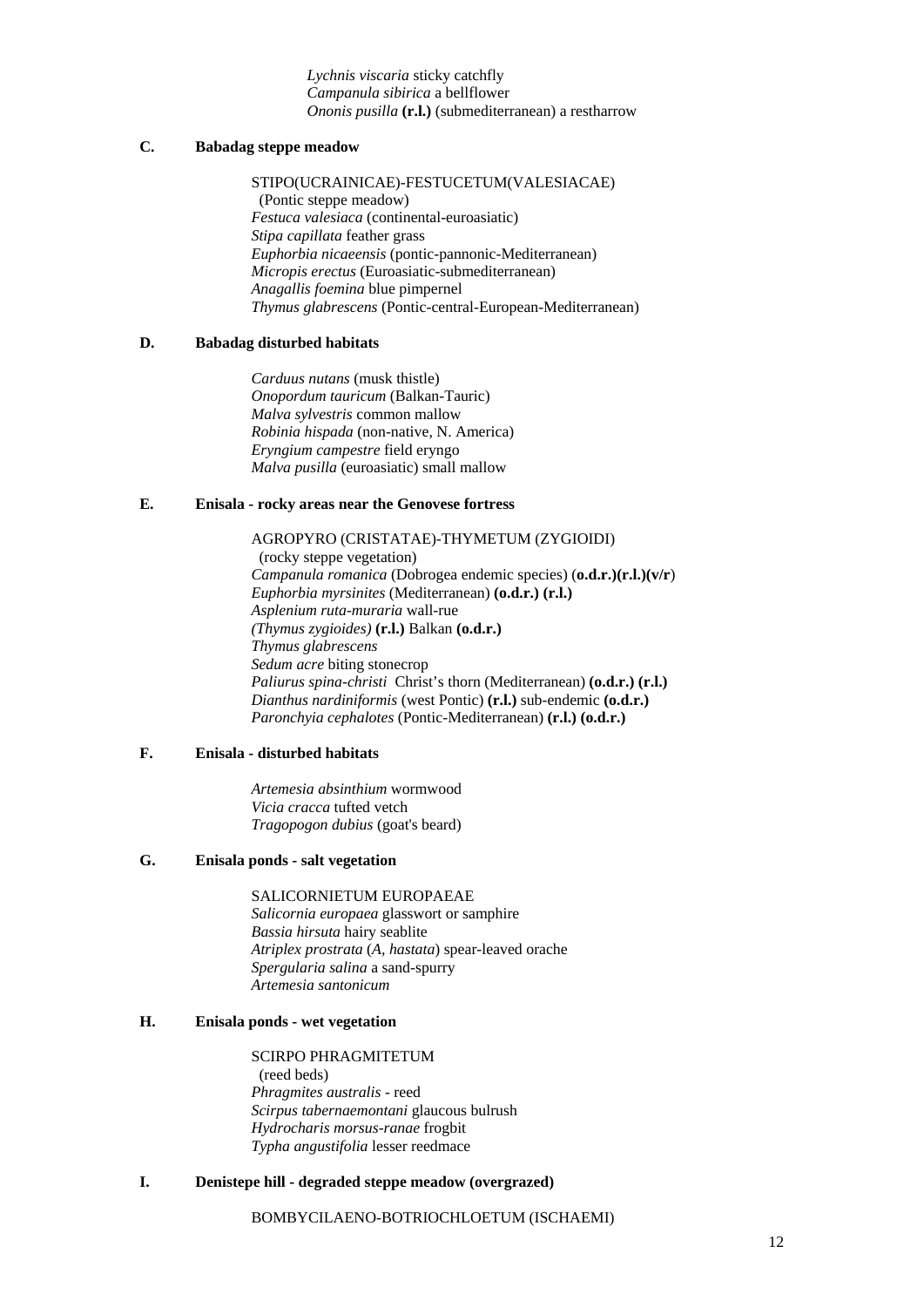*Lychnis viscaria* sticky catchfly
*Campanula sibirica* a bellflower
*Ononis pusilla* **(r.l.)** (submediterranean) a restharrow

**C. Babadag steppe meadow**

STIPO(UCRAINICAE)-FESTUCETUM(VALESIACAE)
(Pontic steppe meadow)
*Festuca valesiaca* (continental-euroasiatic)
*Stipa capillata* feather grass
*Euphorbia nicaeensis* (pontic-pannonic-Mediterranean)
*Micropis erectus* (Euroasiatic-submediterranean)
*Anagallis foemina* blue pimpernel
*Thymus glabrescens* (Pontic-central-European-Mediterranean)

**D. Babadag disturbed habitats**

*Carduus nutans* (musk thistle)
*Onopordum tauricum* (Balkan-Tauric)
*Malva sylvestris* common mallow
*Robinia hispada* (non-native, N. America)
*Eryngium campestre* field eryngo
*Malva pusilla* (euroasiatic) small mallow

**E. Enisala - rocky areas near the Genovese fortress**

AGROPYRO (CRISTATAE)-THYMETUM (ZYGIOIDI)
(rocky steppe vegetation)
*Campanula romanica* (Dobrogea endemic species) (**o.d.r.)(r.l.)(v/r**)
*Euphorbia myrsinites* (Mediterranean) **(o.d.r.) (r.l.)**
*Asplenium ruta-muraria* wall-rue
*(Thymus zygioides)* **(r.l.)** Balkan **(o.d.r.)**
*Thymus glabrescens*
*Sedum acre* biting stonecrop
*Paliurus spina-christi* Christ's thorn (Mediterranean) **(o.d.r.) (r.l.)**
*Dianthus nardiniformis* (west Pontic) **(r.l.)** sub-endemic **(o.d.r.)**
*Paronchyia cephalotes* (Pontic-Mediterranean) **(r.l.) (o.d.r.)**

**F. Enisala - disturbed habitats**

*Artemesia absinthium* wormwood
*Vicia cracca* tufted vetch
*Tragopogon dubius* (goat's beard)

**G. Enisala ponds - salt vegetation**

SALICORNIETUM EUROPAEAE
*Salicornia europaea* glasswort or samphire
*Bassia hirsuta* hairy seablite
*Atriplex prostrata* (*A, hastata*) spear-leaved orache
*Spergularia salina* a sand-spurry
*Artemesia santonicum*

**H. Enisala ponds - wet vegetation**

SCIRPO PHRAGMITETUM
(reed beds)
*Phragmites australis* - reed
*Scirpus tabernaemontani* glaucous bulrush
*Hydrocharis morsus-ranae* frogbit
*Typha angustifolia* lesser reedmace

**I. Denistepe hill - degraded steppe meadow (overgrazed)**

BOMBYCILAENO-BOTRIOCHLOETUM (ISCHAEMI)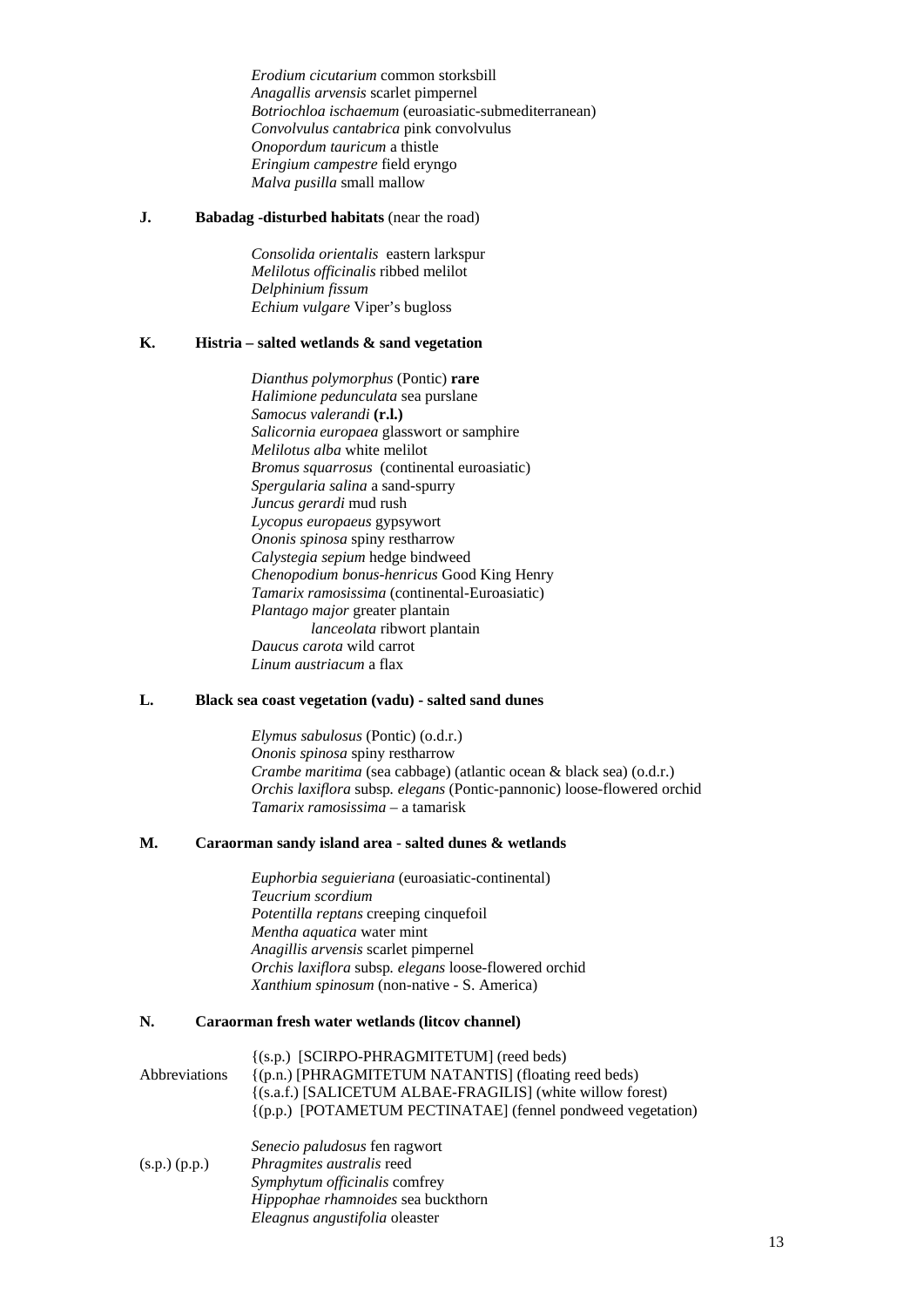*Erodium cicutarium* common storksbill
*Anagallis arvensis* scarlet pimpernel
*Botriochloa ischaemum* (euroasiatic-submediterranean)
*Convolvulus cantabrica* pink convolvulus
*Onopordum tauricum* a thistle
*Eringium campestre* field eryngo
*Malva pusilla* small mallow

**J. Babadag -disturbed habitats** (near the road)

*Consolida orientalis* eastern larkspur
*Melilotus officinalis* ribbed melilot
*Delphinium fissum*
*Echium vulgare* Viper's bugloss

**K. Histria – salted wetlands & sand vegetation**

*Dianthus polymorphus* (Pontic) **rare**
*Halimione pedunculata* sea purslane
*Samocus valerandi* **(r.l.)**
*Salicornia europaea* glasswort or samphire
*Melilotus alba* white melilot
*Bromus squarrosus* (continental euroasiatic)
*Spergularia salina* a sand-spurry
*Juncus gerardi* mud rush
*Lycopus europaeus* gypsywort
*Ononis spinosa* spiny restharrow
*Calystegia sepium* hedge bindweed
*Chenopodium bonus-henricus* Good King Henry
*Tamarix ramosissima* (continental-Euroasiatic)
*Plantago major* greater plantain
    *lanceolata* ribwort plantain
*Daucus carota* wild carrot
*Linum austriacum* a flax

**L. Black sea coast vegetation (vadu) - salted sand dunes**

*Elymus sabulosus* (Pontic) (o.d.r.)
*Ononis spinosa* spiny restharrow
*Crambe maritima* (sea cabbage) (atlantic ocean & black sea) (o.d.r.)
*Orchis laxiflora* subsp*. elegans* (Pontic-pannonic) loose-flowered orchid
*Tamarix ramosissima* – a tamarisk

**M. Caraorman sandy island area - salted dunes & wetlands**

*Euphorbia seguieriana* (euroasiatic-continental)
*Teucrium scordium*
*Potentilla reptans* creeping cinquefoil
*Mentha aquatica* water mint
*Anagillis arvensis* scarlet pimpernel
*Orchis laxiflora* subsp*. elegans* loose-flowered orchid
*Xanthium spinosum* (non-native - S. America)

**N. Caraorman fresh water wetlands (litcov channel)**

Abbreviations
{(s.p.) [SCIRPO-PHRAGMITETUM] (reed beds)
{(p.n.) [PHRAGMITETUM NATANTIS] (floating reed beds)
{(s.a.f.) [SALICETUM ALBAE-FRAGILIS] (white willow forest)
{(p.p.) [POTAMETUM PECTINATAE] (fennel pondweed vegetation)

(s.p.) (p.p.)
*Senecio paludosus* fen ragwort
*Phragmites australis* reed
*Symphytum officinalis* comfrey
*Hippophae rhamnoides* sea buckthorn
*Eleagnus angustifolia* oleaster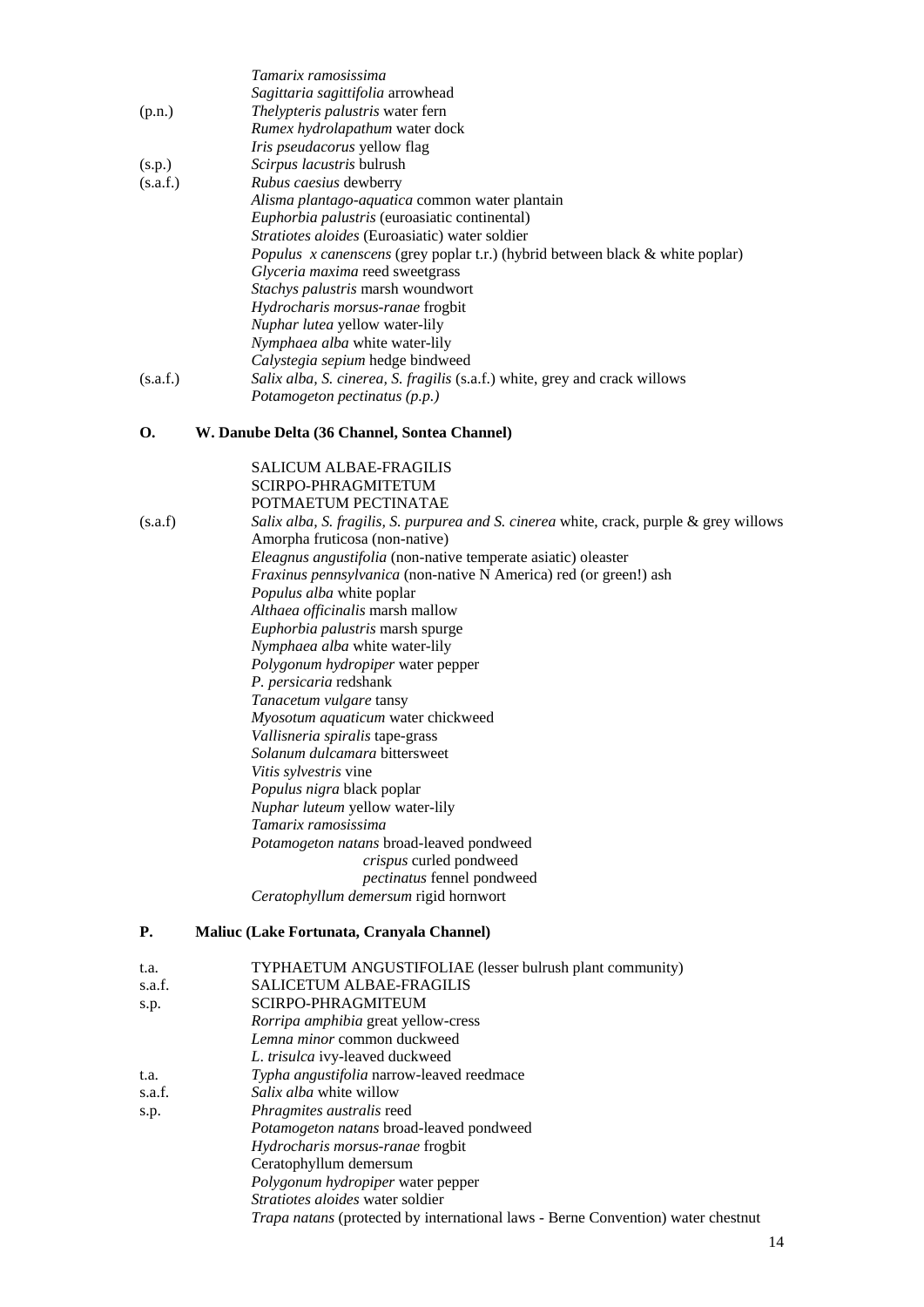| | |
|---|---|
| | *Tamarix ramosissima* |
| | *Sagittaria sagittifolia* arrowhead |
| (p.n.) | *Thelypteris palustris* water fern |
| | *Rumex hydrolapathum* water dock |
| | *Iris pseudacorus* yellow flag |
| (s.p.) | *Scirpus lacustris* bulrush |
| (s.a.f.) | *Rubus caesius* dewberry |
| | *Alisma plantago-aquatica* common water plantain |
| | *Euphorbia palustris* (euroasiatic continental) |
| | *Stratiotes aloides* (Euroasiatic) water soldier |
| | *Populus x canenscens* (grey poplar t.r.) (hybrid between black & white poplar) |
| | *Glyceria maxima* reed sweetgrass |
| | *Stachys palustris* marsh woundwort |
| | *Hydrocharis morsus-ranae* frogbit |
| | *Nuphar lutea* yellow water-lily |
| | *Nymphaea alba* white water-lily |
| | *Calystegia sepium* hedge bindweed |
| (s.a.f.) | *Salix alba, S. cinerea, S. fragilis* (s.a.f.) white, grey and crack willows |
| | *Potamogeton pectinatus (p.p.)* |

## O. W. Danube Delta (36 Channel, Sontea Channel)

| | |
|---|---|
| | SALICUM ALBAE-FRAGILIS |
| | SCIRPO-PHRAGMITETUM |
| | POTMAETUM PECTINATAE |
| (s.a.f) | *Salix alba, S. fragilis, S. purpurea and S. cinerea* white, crack, purple & grey willows |
| | Amorpha fruticosa (non-native) |
| | *Eleagnus angustifolia* (non-native temperate asiatic) oleaster |
| | *Fraxinus pennsylvanica* (non-native N America) red (or green!) ash |
| | *Populus alba* white poplar |
| | *Althaea officinalis* marsh mallow |
| | *Euphorbia palustris* marsh spurge |
| | *Nymphaea alba* white water-lily |
| | *Polygonum hydropiper* water pepper |
| | *P. persicaria* redshank |
| | *Tanacetum vulgare* tansy |
| | *Myosotum aquaticum* water chickweed |
| | *Vallisneria spiralis* tape-grass |
| | *Solanum dulcamara* bittersweet |
| | *Vitis sylvestris* vine |
| | *Populus nigra* black poplar |
| | *Nuphar luteum* yellow water-lily |
| | *Tamarix ramosissima* |
| | *Potamogeton natans* broad-leaved pondweed |
| | *crispus* curled pondweed |
| | *pectinatus* fennel pondweed |
| | *Ceratophyllum demersum* rigid hornwort |

## P. Maliuc (Lake Fortunata, Cranyala Channel)

| | |
|---|---|
| t.a. | TYPHAETUM ANGUSTIFOLIAE (lesser bulrush plant community) |
| s.a.f. | SALICETUM ALBAE-FRAGILIS |
| s.p. | SCIRPO-PHRAGMITEUM |
| | *Rorripa amphibia* great yellow-cress |
| | *Lemna minor* common duckweed |
| | *L. trisulca* ivy-leaved duckweed |
| t.a. | *Typha angustifolia* narrow-leaved reedmace |
| s.a.f. | *Salix alba* white willow |
| s.p. | *Phragmites australis* reed |
| | *Potamogeton natans* broad-leaved pondweed |
| | *Hydrocharis morsus-ranae* frogbit |
| | Ceratophyllum demersum |
| | *Polygonum hydropiper* water pepper |
| | *Stratiotes aloides* water soldier |
| | *Trapa natans* (protected by international laws - Berne Convention) water chestnut |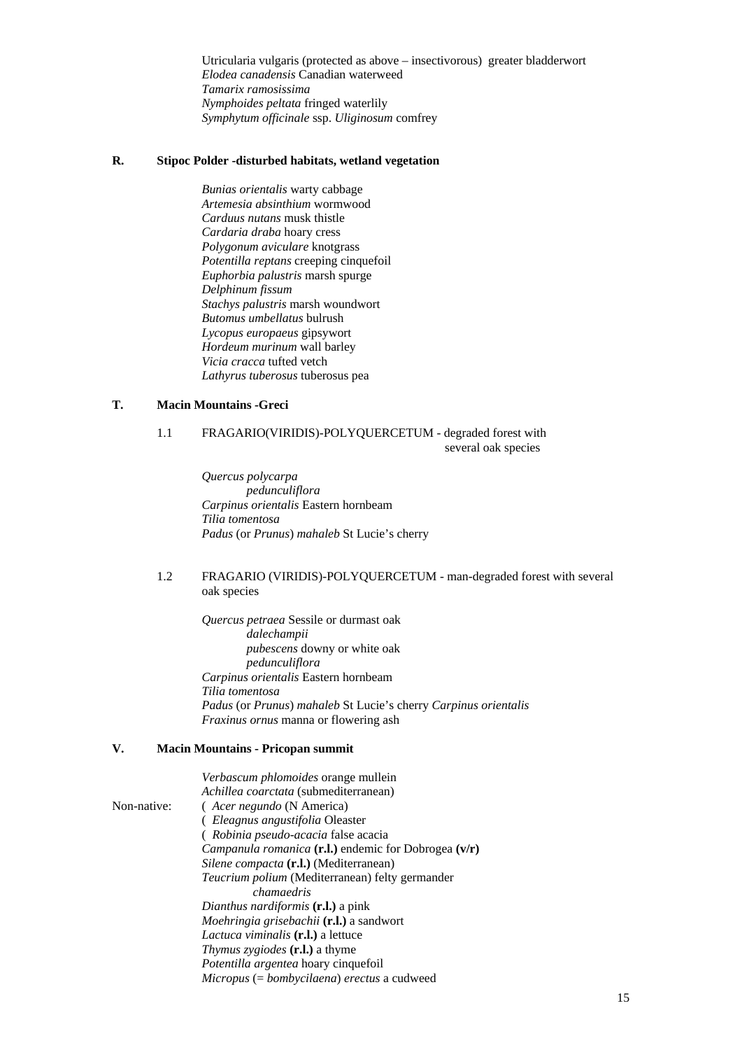Utricularia vulgaris (protected as above – insectivorous) greater bladderwort
*Elodea canadensis* Canadian waterweed
*Tamarix ramosissima*
*Nymphoides peltata* fringed waterlily
*Symphytum officinale* ssp. *Uliginosum* comfrey

**R. Stipoc Polder -disturbed habitats, wetland vegetation**

*Bunias orientalis* warty cabbage
*Artemesia absinthium* wormwood
*Carduus nutans* musk thistle
*Cardaria draba* hoary cress
*Polygonum aviculare* knotgrass
*Potentilla reptans* creeping cinquefoil
*Euphorbia palustris* marsh spurge
*Delphinum fissum*
*Stachys palustris* marsh woundwort
*Butomus umbellatus* bulrush
*Lycopus europaeus* gipsywort
*Hordeum murinum* wall barley
*Vicia cracca* tufted vetch
*Lathyrus tuberosus* tuberosus pea

**T. Macin Mountains -Greci**

1.1 FRAGARIO(VIRIDIS)-POLYQUERCETUM - degraded forest with several oak species

*Quercus polycarpa*
*pedunculiflora*
*Carpinus orientalis* Eastern hornbeam
*Tilia tomentosa*
*Padus* (or *Prunus*) *mahaleb* St Lucie's cherry

1.2 FRAGARIO (VIRIDIS)-POLYQUERCETUM - man-degraded forest with several oak species

*Quercus petraea* Sessile or durmast oak
*dalechampii*
*pubescens* downy or white oak
*pedunculiflora*
*Carpinus orientalis* Eastern hornbeam
*Tilia tomentosa*
*Padus* (or *Prunus*) *mahaleb* St Lucie's cherry *Carpinus orientalis*
*Fraxinus ornus* manna or flowering ash

**V. Macin Mountains - Pricopan summit**

*Verbascum phlomoides* orange mullein
*Achillea coarctata* (submediterranean)
Non-native: ( *Acer negundo* (N America)
( *Eleagnus angustifolia* Oleaster
( *Robinia pseudo-acacia* false acacia
*Campanula romanica* **(r.l.)** endemic for Dobrogea **(v/r)**
*Silene compacta* **(r.l.)** (Mediterranean)
*Teucrium polium* (Mediterranean) felty germander
*chamaedris*
*Dianthus nardiformis* **(r.l.)** a pink
*Moehringia grisebachii* **(r.l.)** a sandwort
*Lactuca viminalis* **(r.l.)** a lettuce
*Thymus zygiodes* **(r.l.)** a thyme
*Potentilla argentea* hoary cinquefoil
*Micropus* (= *bombycilaena*) *erectus* a cudweed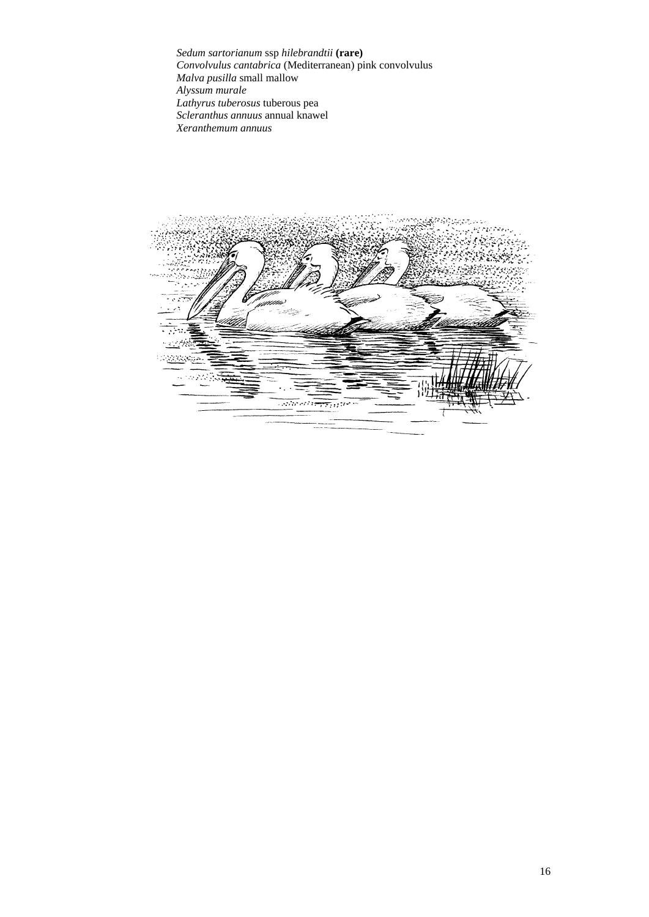*Sedum sartorianum* ssp *hilebrandtii* **(rare)**
*Convolvulus cantabrica* (Mediterranean) pink convolvulus
*Malva pusilla* small mallow
*Alyssum murale*
*Lathyrus tuberosus* tuberous pea
*Scleranthus annuus* annual knawel
*Xeranthemum annuus*